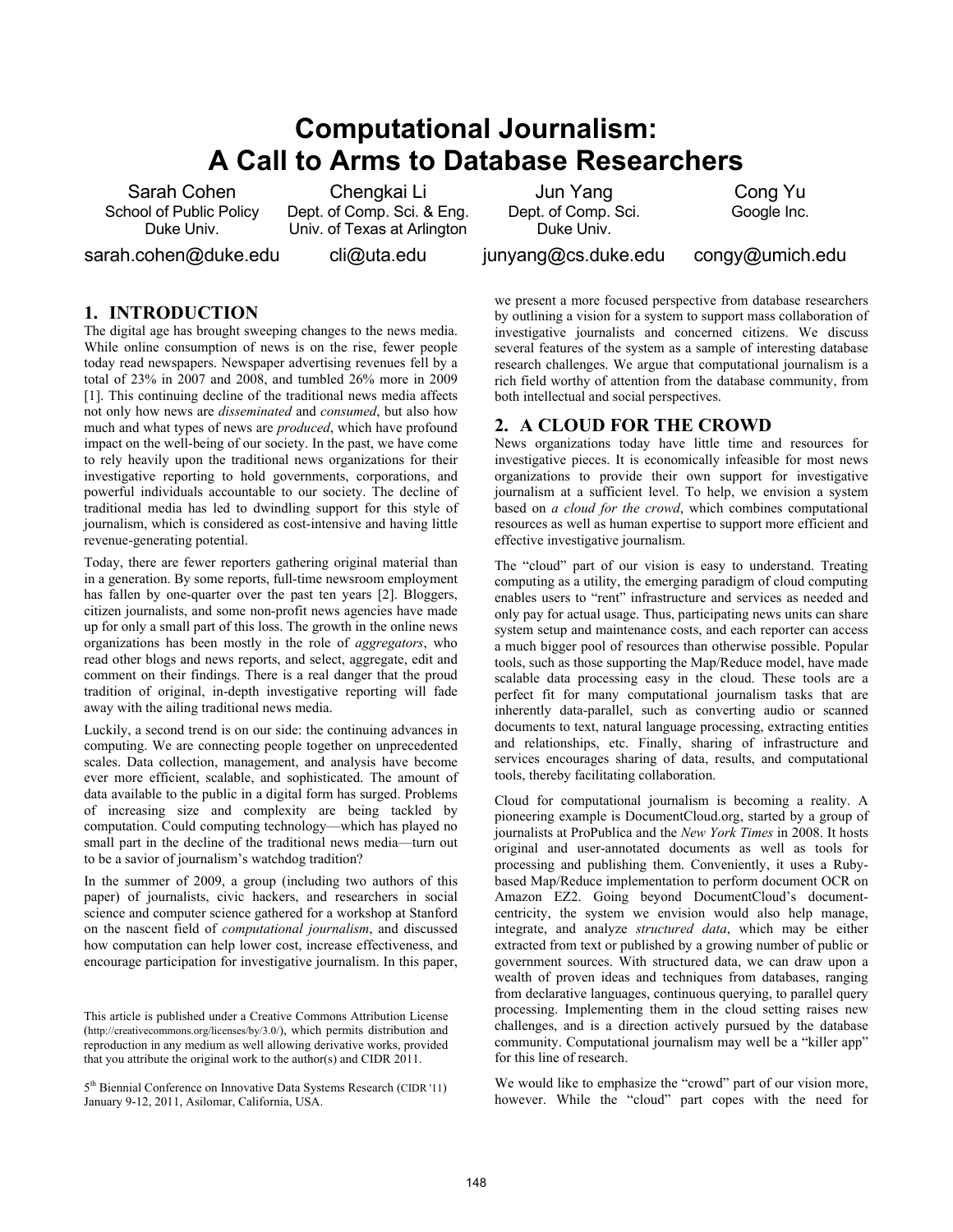# Computational Journalism: A Call to Arms to Database Researchers

Sarah Cohen
School of Public Policy
Duke Univ.
sarah.cohen@duke.edu

Chengkai Li
Dept. of Comp. Sci. & Eng.
Univ. of Texas at Arlington
cli@uta.edu

Jun Yang
Dept. of Comp. Sci.
Duke Univ.
junyang@cs.duke.edu

Cong Yu
Google Inc.
congy@umich.edu

## 1. INTRODUCTION

The digital age has brought sweeping changes to the news media. While online consumption of news is on the rise, fewer people today read newspapers. Newspaper advertising revenues fell by a total of 23% in 2007 and 2008, and tumbled 26% more in 2009 [1]. This continuing decline of the traditional news media affects not only how news are *disseminated* and *consumed*, but also how much and what types of news are *produced*, which have profound impact on the well-being of our society. In the past, we have come to rely heavily upon the traditional news organizations for their investigative reporting to hold governments, corporations, and powerful individuals accountable to our society. The decline of traditional media has led to dwindling support for this style of journalism, which is considered as cost-intensive and having little revenue-generating potential.

Today, there are fewer reporters gathering original material than in a generation. By some reports, full-time newsroom employment has fallen by one-quarter over the past ten years [2]. Bloggers, citizen journalists, and some non-profit news agencies have made up for only a small part of this loss. The growth in the online news organizations has been mostly in the role of *aggregators*, who read other blogs and news reports, and select, aggregate, edit and comment on their findings. There is a real danger that the proud tradition of original, in-depth investigative reporting will fade away with the ailing traditional news media.

Luckily, a second trend is on our side: the continuing advances in computing. We are connecting people together on unprecedented scales. Data collection, management, and analysis have become ever more efficient, scalable, and sophisticated. The amount of data available to the public in a digital form has surged. Problems of increasing size and complexity are being tackled by computation. Could computing technology—which has played no small part in the decline of the traditional news media—turn out to be a savior of journalism's watchdog tradition?

In the summer of 2009, a group (including two authors of this paper) of journalists, civic hackers, and researchers in social science and computer science gathered for a workshop at Stanford on the nascent field of *computational journalism*, and discussed how computation can help lower cost, increase effectiveness, and encourage participation for investigative journalism. In this paper, we present a more focused perspective from database researchers by outlining a vision for a system to support mass collaboration of investigative journalists and concerned citizens. We discuss several features of the system as a sample of interesting database research challenges. We argue that computational journalism is a rich field worthy of attention from the database community, from both intellectual and social perspectives.

This article is published under a Creative Commons Attribution License (http://creativecommons.org/licenses/by/3.0/), which permits distribution and reproduction in any medium as well allowing derivative works, provided that you attribute the original work to the author(s) and CIDR 2011.

5[th] Biennial Conference on Innovative Data Systems Research (CIDR '11) January 9-12, 2011, Asilomar, California, USA.

## 2. A CLOUD FOR THE CROWD

News organizations today have little time and resources for investigative pieces. It is economically infeasible for most news organizations to provide their own support for investigative journalism at a sufficient level. To help, we envision a system based on *a cloud for the crowd*, which combines computational resources as well as human expertise to support more efficient and effective investigative journalism.

The "cloud" part of our vision is easy to understand. Treating computing as a utility, the emerging paradigm of cloud computing enables users to "rent" infrastructure and services as needed and only pay for actual usage. Thus, participating news units can share system setup and maintenance costs, and each reporter can access a much bigger pool of resources than otherwise possible. Popular tools, such as those supporting the Map/Reduce model, have made scalable data processing easy in the cloud. These tools are a perfect fit for many computational journalism tasks that are inherently data-parallel, such as converting audio or scanned documents to text, natural language processing, extracting entities and relationships, etc. Finally, sharing of infrastructure and services encourages sharing of data, results, and computational tools, thereby facilitating collaboration.

Cloud for computational journalism is becoming a reality. A pioneering example is DocumentCloud.org, started by a group of journalists at ProPublica and the *New York Times* in 2008. It hosts original and user-annotated documents as well as tools for processing and publishing them. Conveniently, it uses a Ruby-based Map/Reduce implementation to perform document OCR on Amazon EZ2. Going beyond DocumentCloud's document-centricity, the system we envision would also help manage, integrate, and analyze *structured data*, which may be either extracted from text or published by a growing number of public or government sources. With structured data, we can draw upon a wealth of proven ideas and techniques from databases, ranging from declarative languages, continuous querying, to parallel query processing. Implementing them in the cloud setting raises new challenges, and is a direction actively pursued by the database community. Computational journalism may well be a "killer app" for this line of research.

We would like to emphasize the "crowd" part of our vision more, however. While the "cloud" part copes with the need for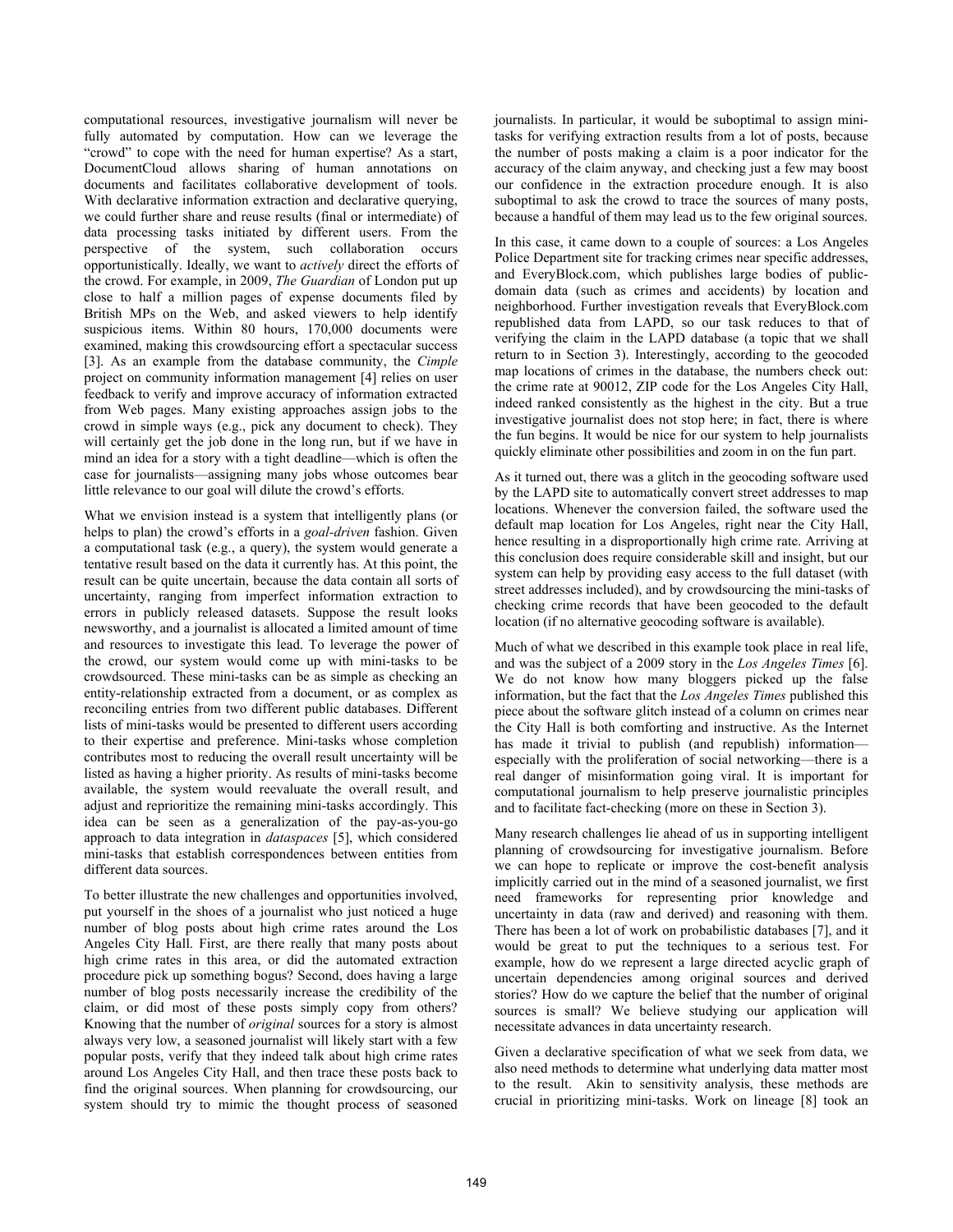computational resources, investigative journalism will never be fully automated by computation. How can we leverage the "crowd" to cope with the need for human expertise? As a start, DocumentCloud allows sharing of human annotations on documents and facilitates collaborative development of tools. With declarative information extraction and declarative querying, we could further share and reuse results (final or intermediate) of data processing tasks initiated by different users. From the perspective of the system, such collaboration occurs opportunistically. Ideally, we want to *actively* direct the efforts of the crowd. For example, in 2009, *The Guardian* of London put up close to half a million pages of expense documents filed by British MPs on the Web, and asked viewers to help identify suspicious items. Within 80 hours, 170,000 documents were examined, making this crowdsourcing effort a spectacular success [3]. As an example from the database community, the *Cimple* project on community information management [4] relies on user feedback to verify and improve accuracy of information extracted from Web pages. Many existing approaches assign jobs to the crowd in simple ways (e.g., pick any document to check). They will certainly get the job done in the long run, but if we have in mind an idea for a story with a tight deadline—which is often the case for journalists—assigning many jobs whose outcomes bear little relevance to our goal will dilute the crowd's efforts.

What we envision instead is a system that intelligently plans (or helps to plan) the crowd's efforts in a *goal-driven* fashion. Given a computational task (e.g., a query), the system would generate a tentative result based on the data it currently has. At this point, the result can be quite uncertain, because the data contain all sorts of uncertainty, ranging from imperfect information extraction to errors in publicly released datasets. Suppose the result looks newsworthy, and a journalist is allocated a limited amount of time and resources to investigate this lead. To leverage the power of the crowd, our system would come up with mini-tasks to be crowdsourced. These mini-tasks can be as simple as checking an entity-relationship extracted from a document, or as complex as reconciling entries from two different public databases. Different lists of mini-tasks would be presented to different users according to their expertise and preference. Mini-tasks whose completion contributes most to reducing the overall result uncertainty will be listed as having a higher priority. As results of mini-tasks become available, the system would reevaluate the overall result, and adjust and reprioritize the remaining mini-tasks accordingly. This idea can be seen as a generalization of the pay-as-you-go approach to data integration in *dataspaces* [5], which considered mini-tasks that establish correspondences between entities from different data sources.

To better illustrate the new challenges and opportunities involved, put yourself in the shoes of a journalist who just noticed a huge number of blog posts about high crime rates around the Los Angeles City Hall. First, are there really that many posts about high crime rates in this area, or did the automated extraction procedure pick up something bogus? Second, does having a large number of blog posts necessarily increase the credibility of the claim, or did most of these posts simply copy from others? Knowing that the number of *original* sources for a story is almost always very low, a seasoned journalist will likely start with a few popular posts, verify that they indeed talk about high crime rates around Los Angeles City Hall, and then trace these posts back to find the original sources. When planning for crowdsourcing, our system should try to mimic the thought process of seasoned journalists. In particular, it would be suboptimal to assign mini-tasks for verifying extraction results from a lot of posts, because the number of posts making a claim is a poor indicator for the accuracy of the claim anyway, and checking just a few may boost our confidence in the extraction procedure enough. It is also suboptimal to ask the crowd to trace the sources of many posts, because a handful of them may lead us to the few original sources.

In this case, it came down to a couple of sources: a Los Angeles Police Department site for tracking crimes near specific addresses, and EveryBlock.com, which publishes large bodies of public-domain data (such as crimes and accidents) by location and neighborhood. Further investigation reveals that EveryBlock.com republished data from LAPD, so our task reduces to that of verifying the claim in the LAPD database (a topic that we shall return to in Section 3). Interestingly, according to the geocoded map locations of crimes in the database, the numbers check out: the crime rate at 90012, ZIP code for the Los Angeles City Hall, indeed ranked consistently as the highest in the city. But a true investigative journalist does not stop here; in fact, there is where the fun begins. It would be nice for our system to help journalists quickly eliminate other possibilities and zoom in on the fun part.

As it turned out, there was a glitch in the geocoding software used by the LAPD site to automatically convert street addresses to map locations. Whenever the conversion failed, the software used the default map location for Los Angeles, right near the City Hall, hence resulting in a disproportionally high crime rate. Arriving at this conclusion does require considerable skill and insight, but our system can help by providing easy access to the full dataset (with street addresses included), and by crowdsourcing the mini-tasks of checking crime records that have been geocoded to the default location (if no alternative geocoding software is available).

Much of what we described in this example took place in real life, and was the subject of a 2009 story in the *Los Angeles Times* [6]. We do not know how many bloggers picked up the false information, but the fact that the *Los Angeles Times* published this piece about the software glitch instead of a column on crimes near the City Hall is both comforting and instructive. As the Internet has made it trivial to publish (and republish) information—especially with the proliferation of social networking—there is a real danger of misinformation going viral. It is important for computational journalism to help preserve journalistic principles and to facilitate fact-checking (more on these in Section 3).

Many research challenges lie ahead of us in supporting intelligent planning of crowdsourcing for investigative journalism. Before we can hope to replicate or improve the cost-benefit analysis implicitly carried out in the mind of a seasoned journalist, we first need frameworks for representing prior knowledge and uncertainty in data (raw and derived) and reasoning with them. There has been a lot of work on probabilistic databases [7], and it would be great to put the techniques to a serious test. For example, how do we represent a large directed acyclic graph of uncertain dependencies among original sources and derived stories? How do we capture the belief that the number of original sources is small? We believe studying our application will necessitate advances in data uncertainty research.

Given a declarative specification of what we seek from data, we also need methods to determine what underlying data matter most to the result. Akin to sensitivity analysis, these methods are crucial in prioritizing mini-tasks. Work on lineage [8] took an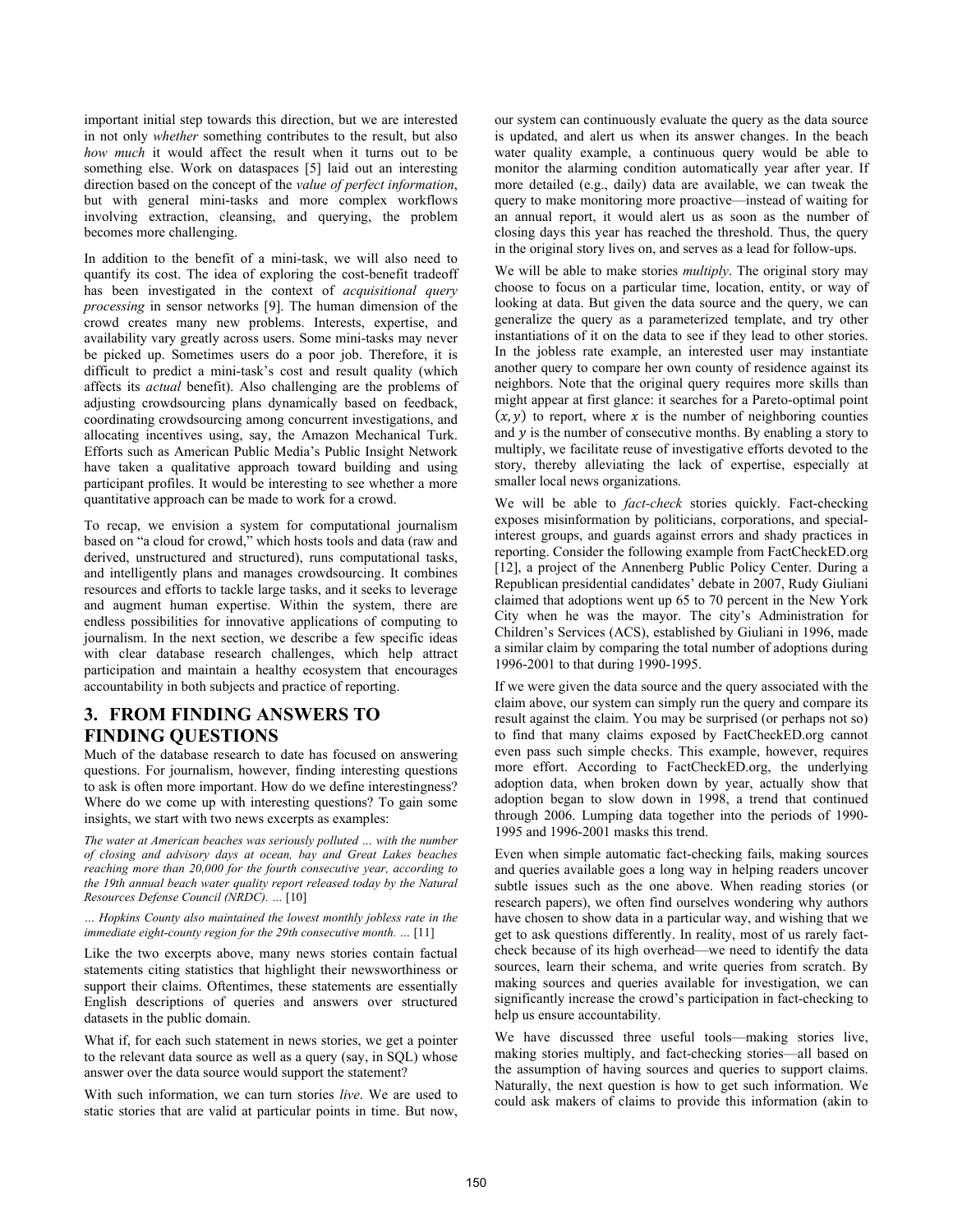important initial step towards this direction, but we are interested in not only *whether* something contributes to the result, but also *how much* it would affect the result when it turns out to be something else. Work on dataspaces [5] laid out an interesting direction based on the concept of the *value of perfect information*, but with general mini-tasks and more complex workflows involving extraction, cleansing, and querying, the problem becomes more challenging.

In addition to the benefit of a mini-task, we will also need to quantify its cost. The idea of exploring the cost-benefit tradeoff has been investigated in the context of *acquisitional query processing* in sensor networks [9]. The human dimension of the crowd creates many new problems. Interests, expertise, and availability vary greatly across users. Some mini-tasks may never be picked up. Sometimes users do a poor job. Therefore, it is difficult to predict a mini-task's cost and result quality (which affects its *actual* benefit). Also challenging are the problems of adjusting crowdsourcing plans dynamically based on feedback, coordinating crowdsourcing among concurrent investigations, and allocating incentives using, say, the Amazon Mechanical Turk. Efforts such as American Public Media's Public Insight Network have taken a qualitative approach toward building and using participant profiles. It would be interesting to see whether a more quantitative approach can be made to work for a crowd.

To recap, we envision a system for computational journalism based on "a cloud for crowd," which hosts tools and data (raw and derived, unstructured and structured), runs computational tasks, and intelligently plans and manages crowdsourcing. It combines resources and efforts to tackle large tasks, and it seeks to leverage and augment human expertise. Within the system, there are endless possibilities for innovative applications of computing to journalism. In the next section, we describe a few specific ideas with clear database research challenges, which help attract participation and maintain a healthy ecosystem that encourages accountability in both subjects and practice of reporting.

## 3. FROM FINDING ANSWERS TO FINDING QUESTIONS

Much of the database research to date has focused on answering questions. For journalism, however, finding interesting questions to ask is often more important. How do we define interestingness? Where do we come up with interesting questions? To gain some insights, we start with two news excerpts as examples:

*The water at American beaches was seriously polluted … with the number of closing and advisory days at ocean, bay and Great Lakes beaches reaching more than 20,000 for the fourth consecutive year, according to the 19th annual beach water quality report released today by the Natural Resources Defense Council (NRDC). …* [10]

*… Hopkins County also maintained the lowest monthly jobless rate in the immediate eight-county region for the 29th consecutive month. …* [11]

Like the two excerpts above, many news stories contain factual statements citing statistics that highlight their newsworthiness or support their claims. Oftentimes, these statements are essentially English descriptions of queries and answers over structured datasets in the public domain.

What if, for each such statement in news stories, we get a pointer to the relevant data source as well as a query (say, in SQL) whose answer over the data source would support the statement?

With such information, we can turn stories *live*. We are used to static stories that are valid at particular points in time. But now, our system can continuously evaluate the query as the data source is updated, and alert us when its answer changes. In the beach water quality example, a continuous query would be able to monitor the alarming condition automatically year after year. If more detailed (e.g., daily) data are available, we can tweak the query to make monitoring more proactive—instead of waiting for an annual report, it would alert us as soon as the number of closing days this year has reached the threshold. Thus, the query in the original story lives on, and serves as a lead for follow-ups.

We will be able to make stories *multiply*. The original story may choose to focus on a particular time, location, entity, or way of looking at data. But given the data source and the query, we can generalize the query as a parameterized template, and try other instantiations of it on the data to see if they lead to other stories. In the jobless rate example, an interested user may instantiate another query to compare her own county of residence against its neighbors. Note that the original query requires more skills than might appear at first glance: it searches for a Pareto-optimal point $(x, y)$ to report, where $x$ is the number of neighboring counties and $y$ is the number of consecutive months. By enabling a story to multiply, we facilitate reuse of investigative efforts devoted to the story, thereby alleviating the lack of expertise, especially at smaller local news organizations.

We will be able to *fact-check* stories quickly. Fact-checking exposes misinformation by politicians, corporations, and special-interest groups, and guards against errors and shady practices in reporting. Consider the following example from FactCheckED.org [12], a project of the Annenberg Public Policy Center. During a Republican presidential candidates' debate in 2007, Rudy Giuliani claimed that adoptions went up 65 to 70 percent in the New York City when he was the mayor. The city's Administration for Children's Services (ACS), established by Giuliani in 1996, made a similar claim by comparing the total number of adoptions during 1996-2001 to that during 1990-1995.

If we were given the data source and the query associated with the claim above, our system can simply run the query and compare its result against the claim. You may be surprised (or perhaps not so) to find that many claims exposed by FactCheckED.org cannot even pass such simple checks. This example, however, requires more effort. According to FactCheckED.org, the underlying adoption data, when broken down by year, actually show that adoption began to slow down in 1998, a trend that continued through 2006. Lumping data together into the periods of 1990-1995 and 1996-2001 masks this trend.

Even when simple automatic fact-checking fails, making sources and queries available goes a long way in helping readers uncover subtle issues such as the one above. When reading stories (or research papers), we often find ourselves wondering why authors have chosen to show data in a particular way, and wishing that we get to ask questions differently. In reality, most of us rarely fact-check because of its high overhead—we need to identify the data sources, learn their schema, and write queries from scratch. By making sources and queries available for investigation, we can significantly increase the crowd's participation in fact-checking to help us ensure accountability.

We have discussed three useful tools—making stories live, making stories multiply, and fact-checking stories—all based on the assumption of having sources and queries to support claims. Naturally, the next question is how to get such information. We could ask makers of claims to provide this information (akin to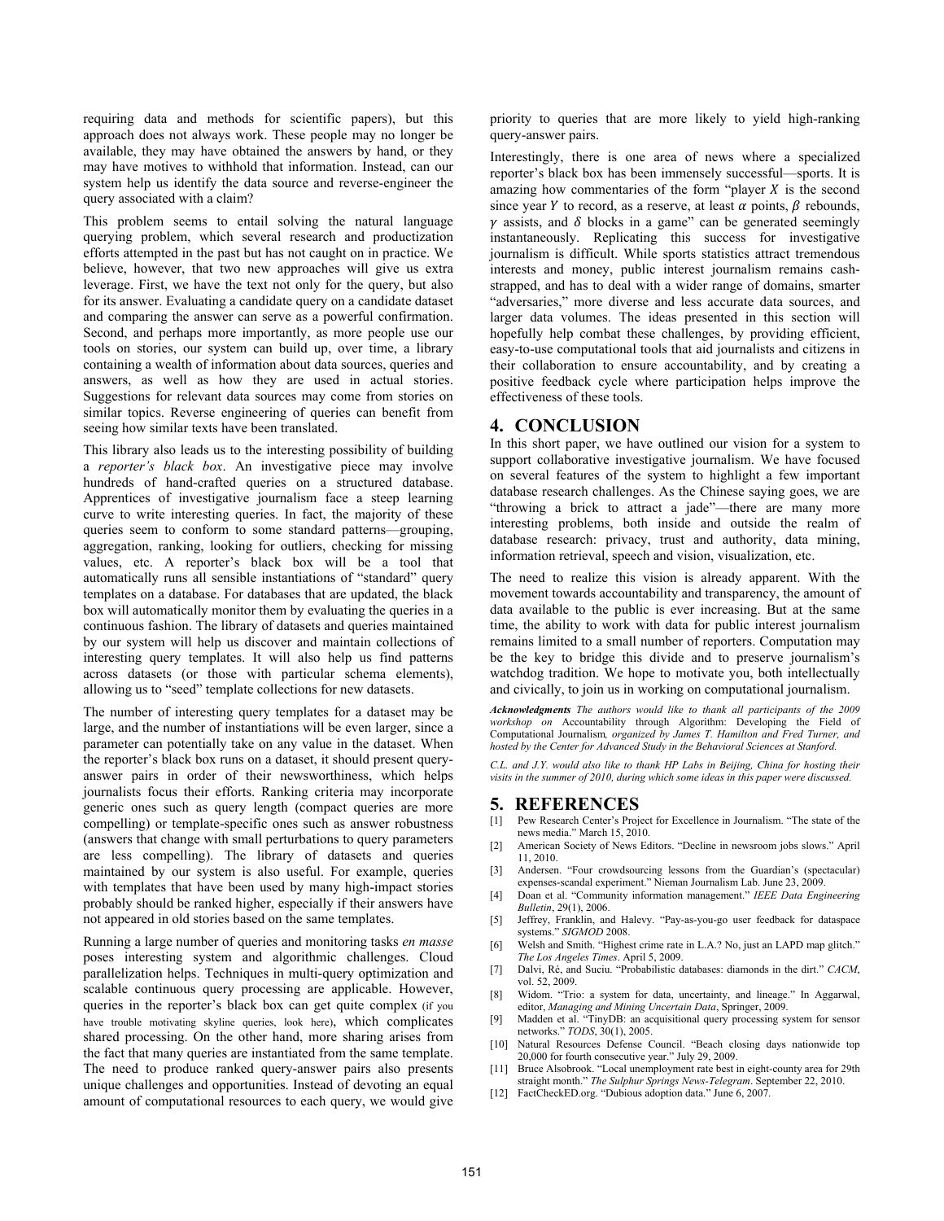requiring data and methods for scientific papers), but this approach does not always work. These people may no longer be available, they may have obtained the answers by hand, or they may have motives to withhold that information. Instead, can our system help us identify the data source and reverse-engineer the query associated with a claim?

This problem seems to entail solving the natural language querying problem, which several research and productization efforts attempted in the past but has not caught on in practice. We believe, however, that two new approaches will give us extra leverage. First, we have the text not only for the query, but also for its answer. Evaluating a candidate query on a candidate dataset and comparing the answer can serve as a powerful confirmation. Second, and perhaps more importantly, as more people use our tools on stories, our system can build up, over time, a library containing a wealth of information about data sources, queries and answers, as well as how they are used in actual stories. Suggestions for relevant data sources may come from stories on similar topics. Reverse engineering of queries can benefit from seeing how similar texts have been translated.

This library also leads us to the interesting possibility of building a *reporter's black box*. An investigative piece may involve hundreds of hand-crafted queries on a structured database. Apprentices of investigative journalism face a steep learning curve to write interesting queries. In fact, the majority of these queries seem to conform to some standard patterns—grouping, aggregation, ranking, looking for outliers, checking for missing values, etc. A reporter's black box will be a tool that automatically runs all sensible instantiations of "standard" query templates on a database. For databases that are updated, the black box will automatically monitor them by evaluating the queries in a continuous fashion. The library of datasets and queries maintained by our system will help us discover and maintain collections of interesting query templates. It will also help us find patterns across datasets (or those with particular schema elements), allowing us to "seed" template collections for new datasets.

The number of interesting query templates for a dataset may be large, and the number of instantiations will be even larger, since a parameter can potentially take on any value in the dataset. When the reporter's black box runs on a dataset, it should present query-answer pairs in order of their newsworthiness, which helps journalists focus their efforts. Ranking criteria may incorporate generic ones such as query length (compact queries are more compelling) or template-specific ones such as answer robustness (answers that change with small perturbations to query parameters are less compelling). The library of datasets and queries maintained by our system is also useful. For example, queries with templates that have been used by many high-impact stories probably should be ranked higher, especially if their answers have not appeared in old stories based on the same templates.

Running a large number of queries and monitoring tasks *en masse* poses interesting system and algorithmic challenges. Cloud parallelization helps. Techniques in multi-query optimization and scalable continuous query processing are applicable. However, queries in the reporter's black box can get quite complex (if you have trouble motivating skyline queries, look here), which complicates shared processing. On the other hand, more sharing arises from the fact that many queries are instantiated from the same template. The need to produce ranked query-answer pairs also presents unique challenges and opportunities. Instead of devoting an equal amount of computational resources to each query, we would give priority to queries that are more likely to yield high-ranking query-answer pairs.

Interestingly, there is one area of news where a specialized reporter's black box has been immensely successful—sports. It is amazing how commentaries of the form "player $X$ is the second since year $Y$ to record, as a reserve, at least $\alpha$ points, $\beta$ rebounds, $\gamma$ assists, and $\delta$ blocks in a game" can be generated seemingly instantaneously. Replicating this success for investigative journalism is difficult. While sports statistics attract tremendous interests and money, public interest journalism remains cash-strapped, and has to deal with a wider range of domains, smarter "adversaries," more diverse and less accurate data sources, and larger data volumes. The ideas presented in this section will hopefully help combat these challenges, by providing efficient, easy-to-use computational tools that aid journalists and citizens in their collaboration to ensure accountability, and by creating a positive feedback cycle where participation helps improve the effectiveness of these tools.

## 4. CONCLUSION

In this short paper, we have outlined our vision for a system to support collaborative investigative journalism. We have focused on several features of the system to highlight a few important database research challenges. As the Chinese saying goes, we are "throwing a brick to attract a jade"—there are many more interesting problems, both inside and outside the realm of database research: privacy, trust and authority, data mining, information retrieval, speech and vision, visualization, etc.

The need to realize this vision is already apparent. With the movement towards accountability and transparency, the amount of data available to the public is ever increasing. But at the same time, the ability to work with data for public interest journalism remains limited to a small number of reporters. Computation may be the key to bridge this divide and to preserve journalism's watchdog tradition. We hope to motivate you, both intellectually and civically, to join us in working on computational journalism.

***Acknowledgments*** *The authors would like to thank all participants of the 2009 workshop on* Accountability through Algorithm: Developing the Field of Computational Journalism*, organized by James T. Hamilton and Fred Turner, and hosted by the Center for Advanced Study in the Behavioral Sciences at Stanford.*

*C.L. and J.Y. would also like to thank HP Labs in Beijing, China for hosting their visits in the summer of 2010, during which some ideas in this paper were discussed.*

## 5. REFERENCES

[1] Pew Research Center's Project for Excellence in Journalism. "The state of the news media." March 15, 2010.

[2] American Society of News Editors. "Decline in newsroom jobs slows." April 11, 2010.

[3] Andersen. "Four crowdsourcing lessons from the Guardian's (spectacular) expenses-scandal experiment." Nieman Journalism Lab. June 23, 2009.

[4] Doan et al. "Community information management." *IEEE Data Engineering Bulletin*, 29(1), 2006.

[5] Jeffrey, Franklin, and Halevy. "Pay-as-you-go user feedback for dataspace systems." *SIGMOD* 2008.

[6] Welsh and Smith. "Highest crime rate in L.A.? No, just an LAPD map glitch." *The Los Angeles Times*. April 5, 2009.

[7] Dalvi, Ré, and Suciu. "Probabilistic databases: diamonds in the dirt." *CACM*, vol. 52, 2009.

[8] Widom. "Trio: a system for data, uncertainty, and lineage." In Aggarwal, editor, *Managing and Mining Uncertain Data*, Springer, 2009.

[9] Madden et al. "TinyDB: an acquisitional query processing system for sensor networks." *TODS*, 30(1), 2005.

[10] Natural Resources Defense Council. "Beach closing days nationwide top 20,000 for fourth consecutive year." July 29, 2009.

[11] Bruce Alsobrook. "Local unemployment rate best in eight-county area for 29th straight month." *The Sulphur Springs News-Telegram*. September 22, 2010.

[12] FactCheckED.org. "Dubious adoption data." June 6, 2007.